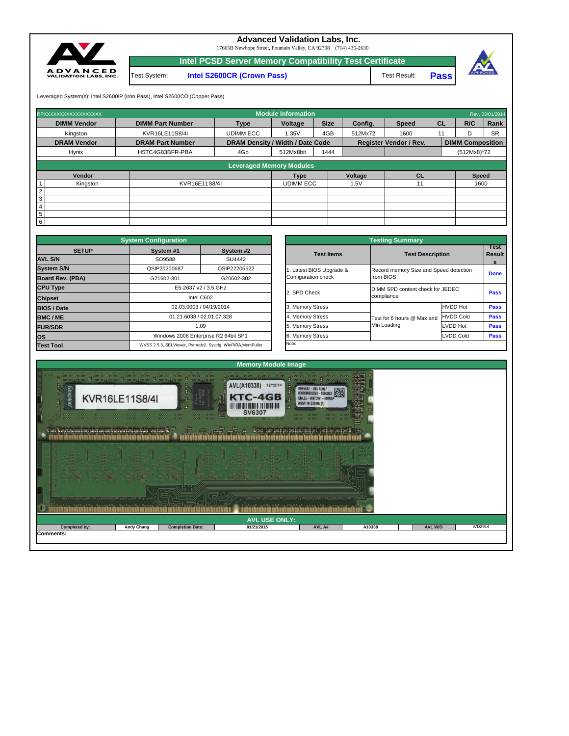# Advanced Validation Labs, Inc.

17665B Newhope Street, Fountain Valley, CA 92708 (714) 435-2630

## Intel PCSD Server Memory Compatibility Test Certificate

| Test System: | Intel S2600CR (Crown Pass) | Test Result: | Pass |
|---|---|---|---|

Leveraged System(s): Intel S2600IP (Iron Pass), Intel S2600CO (Copper Pass)

### Module Information

RPXXXXXXXXXXXXXXXXXX — Rev. 03/01/2014

| DIMM Vendor | DIMM Part Number | Type | Voltage | Size | Config. | Speed | CL | R/C | Rank |
|---|---|---|---|---|---|---|---|---|---|
| Kingston | KVR16LE11S8/4I | UDIMM ECC | 1.35V | 4GB | 512Mx72 | 1600 | 11 | D | SR |

| DRAM Vendor | DRAM Part Number | DRAM Density / Width / Date Code | | | Register Vendor / Rev. | | DIMM Composition |
|---|---|---|---|---|---|---|---|
| Hynix | H5TC4G83BFR-PBA | 4Gb | 512Mx8bit | 1444 | | | (512Mx8)*72 |

### Leveraged Memory Modules

| | Vendor | | Type | Voltage | CL | Speed |
|---|---|---|---|---|---|---|
| 1 | Kingston | KVR16E11S8/4I | UDIMM ECC | 1.5V | 11 | 1600 |
| 2 | | | | | | |
| 3 | | | | | | |
| 4 | | | | | | |
| 5 | | | | | | |
| 6 | | | | | | |

### System Configuration

| SETUP | System #1 | System #2 |
|---|---|---|
| AVL S/N | SO9588 | SU4442 |
| System S/N | QSIP20200687 | QSIP22205522 |
| Board Rev. (PBA) | G21602-301 | G20602-302 |
| CPU Type | E5-2637 v2 / 3.5 GHz | |
| Chipset | Intel C602 | |
| BIOS / Date | 02.03.0003 / 04/19/2014 | |
| BMC / ME | 01.21.6038 / 02.01.07.328 | |
| FUR/SDR | 1.09 | |
| OS | Windows 2008 Enterprise R2 64bit SP1 | |
| Test Tool | iWVSS 2.5.3, SELViewer, Pvmode2, Syscfg, WinPIRA,MemPuller | |

### Testing Summary

| Test Items | Test Description | | Test Results |
|---|---|---|---|
| 1. Latest BIOS Upgrade & Configuration check | Record memory Size and Speed detection from BIOS | | Done |
| 2. SPD Check | DIMM SPD content check for JEDEC compliance | | Pass |
| 3. Memory Stress | Test for 6 hours @ Max and Min Loading | HVDD Hot | Pass |
| 4. Memory Stress | | HVDD Cold | Pass |
| 5. Memory Stress | | LVDD Hot | Pass |
| 6. Memory Stress | | LVDD Cold | Pass |

Note:

### Memory Module Image

### AVL USE ONLY:

| Completed by: | Andy Chang | Completion Date: | 01/21/2015 | AVL A# | A10338 | AVL W/O | WD2914 |
|---|---|---|---|---|---|---|---|

Comments: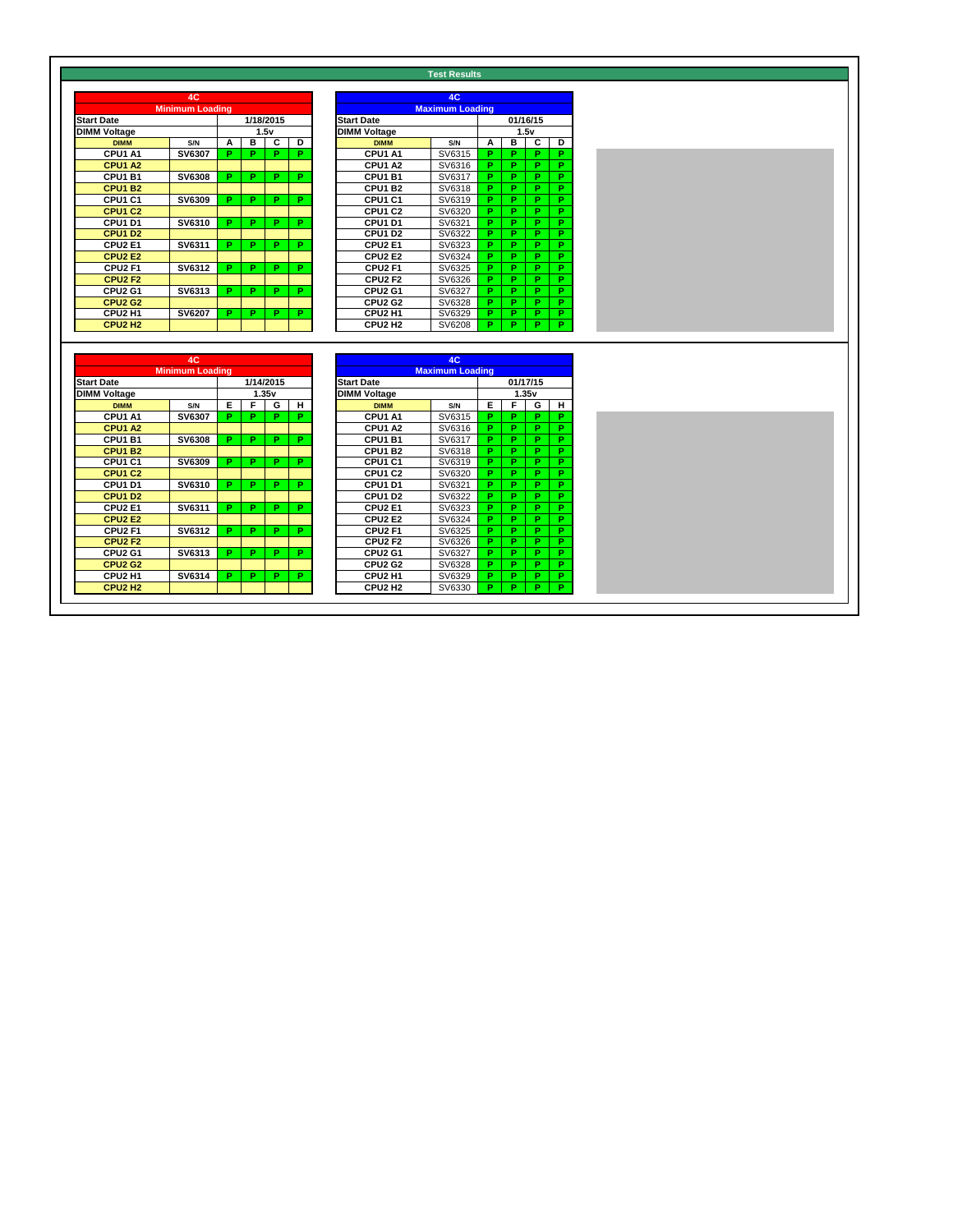## Test Results

| 4C Minimum Loading | | | | | |
|---|---|---|---|---|---|
| Start Date | | 1/18/2015 | | | |
| DIMM Voltage | | 1.5v | | | |
| DIMM | S/N | A | B | C | D |
| CPU1 A1 | SV6307 | P | P | P | P |
| CPU1 A2 | | | | | |
| CPU1 B1 | SV6308 | P | P | P | P |
| CPU1 B2 | | | | | |
| CPU1 C1 | SV6309 | P | P | P | P |
| CPU1 C2 | | | | | |
| CPU1 D1 | SV6310 | P | P | P | P |
| CPU1 D2 | | | | | |
| CPU2 E1 | SV6311 | P | P | P | P |
| CPU2 E2 | | | | | |
| CPU2 F1 | SV6312 | P | P | P | P |
| CPU2 F2 | | | | | |
| CPU2 G1 | SV6313 | P | P | P | P |
| CPU2 G2 | | | | | |
| CPU2 H1 | SV6207 | P | P | P | P |
| CPU2 H2 | | | | | |

| 4C Maximum Loading | | | | | |
|---|---|---|---|---|---|
| Start Date | | 01/16/15 | | | |
| DIMM Voltage | | 1.5v | | | |
| DIMM | S/N | A | B | C | D |
| CPU1 A1 | SV6315 | P | P | P | P |
| CPU1 A2 | SV6316 | P | P | P | P |
| CPU1 B1 | SV6317 | P | P | P | P |
| CPU1 B2 | SV6318 | P | P | P | P |
| CPU1 C1 | SV6319 | P | P | P | P |
| CPU1 C2 | SV6320 | P | P | P | P |
| CPU1 D1 | SV6321 | P | P | P | P |
| CPU1 D2 | SV6322 | P | P | P | P |
| CPU2 E1 | SV6323 | P | P | P | P |
| CPU2 E2 | SV6324 | P | P | P | P |
| CPU2 F1 | SV6325 | P | P | P | P |
| CPU2 F2 | SV6326 | P | P | P | P |
| CPU2 G1 | SV6327 | P | P | P | P |
| CPU2 G2 | SV6328 | P | P | P | P |
| CPU2 H1 | SV6329 | P | P | P | P |
| CPU2 H2 | SV6208 | P | P | P | P |

| 4C Minimum Loading | | | | | |
|---|---|---|---|---|---|
| Start Date | | 1/14/2015 | | | |
| DIMM Voltage | | 1.35v | | | |
| DIMM | S/N | E | F | G | H |
| CPU1 A1 | SV6307 | P | P | P | P |
| CPU1 A2 | | | | | |
| CPU1 B1 | SV6308 | P | P | P | P |
| CPU1 B2 | | | | | |
| CPU1 C1 | SV6309 | P | P | P | P |
| CPU1 C2 | | | | | |
| CPU1 D1 | SV6310 | P | P | P | P |
| CPU1 D2 | | | | | |
| CPU2 E1 | SV6311 | P | P | P | P |
| CPU2 E2 | | | | | |
| CPU2 F1 | SV6312 | P | P | P | P |
| CPU2 F2 | | | | | |
| CPU2 G1 | SV6313 | P | P | P | P |
| CPU2 G2 | | | | | |
| CPU2 H1 | SV6314 | P | P | P | P |
| CPU2 H2 | | | | | |

| 4C Maximum Loading | | | | | |
|---|---|---|---|---|---|
| Start Date | | 01/17/15 | | | |
| DIMM Voltage | | 1.35v | | | |
| DIMM | S/N | E | F | G | H |
| CPU1 A1 | SV6315 | P | P | P | P |
| CPU1 A2 | SV6316 | P | P | P | P |
| CPU1 B1 | SV6317 | P | P | P | P |
| CPU1 B2 | SV6318 | P | P | P | P |
| CPU1 C1 | SV6319 | P | P | P | P |
| CPU1 C2 | SV6320 | P | P | P | P |
| CPU1 D1 | SV6321 | P | P | P | P |
| CPU1 D2 | SV6322 | P | P | P | P |
| CPU2 E1 | SV6323 | P | P | P | P |
| CPU2 E2 | SV6324 | P | P | P | P |
| CPU2 F1 | SV6325 | P | P | P | P |
| CPU2 F2 | SV6326 | P | P | P | P |
| CPU2 G1 | SV6327 | P | P | P | P |
| CPU2 G2 | SV6328 | P | P | P | P |
| CPU2 H1 | SV6329 | P | P | P | P |
| CPU2 H2 | SV6330 | P | P | P | P |